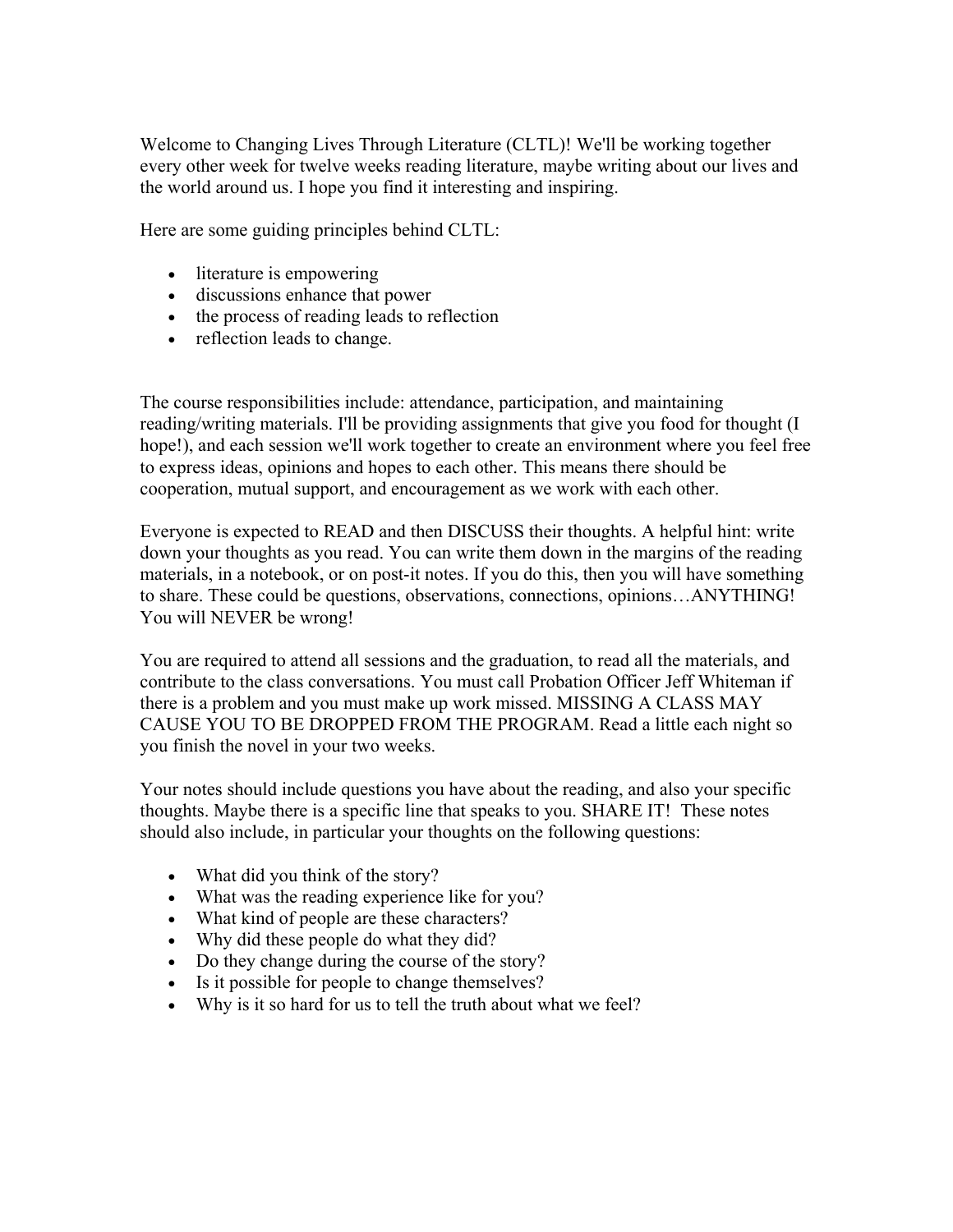Welcome to Changing Lives Through Literature (CLTL)! We'll be working together every other week for twelve weeks reading literature, maybe writing about our lives and the world around us. I hope you find it interesting and inspiring.

Here are some guiding principles behind CLTL:

- literature is empowering
- discussions enhance that power
- the process of reading leads to reflection
- reflection leads to change.

The course responsibilities include: attendance, participation, and maintaining reading/writing materials. I'll be providing assignments that give you food for thought (I hope!), and each session we'll work together to create an environment where you feel free to express ideas, opinions and hopes to each other. This means there should be cooperation, mutual support, and encouragement as we work with each other.

Everyone is expected to READ and then DISCUSS their thoughts. A helpful hint: write down your thoughts as you read. You can write them down in the margins of the reading materials, in a notebook, or on post-it notes. If you do this, then you will have something to share. These could be questions, observations, connections, opinions…ANYTHING! You will NEVER be wrong!

You are required to attend all sessions and the graduation, to read all the materials, and contribute to the class conversations. You must call Probation Officer Jeff Whiteman if there is a problem and you must make up work missed. MISSING A CLASS MAY CAUSE YOU TO BE DROPPED FROM THE PROGRAM. Read a little each night so you finish the novel in your two weeks.

Your notes should include questions you have about the reading, and also your specific thoughts. Maybe there is a specific line that speaks to you. SHARE IT! These notes should also include, in particular your thoughts on the following questions:

- What did you think of the story?
- What was the reading experience like for you?
- What kind of people are these characters?
- Why did these people do what they did?
- Do they change during the course of the story?
- Is it possible for people to change themselves?
- Why is it so hard for us to tell the truth about what we feel?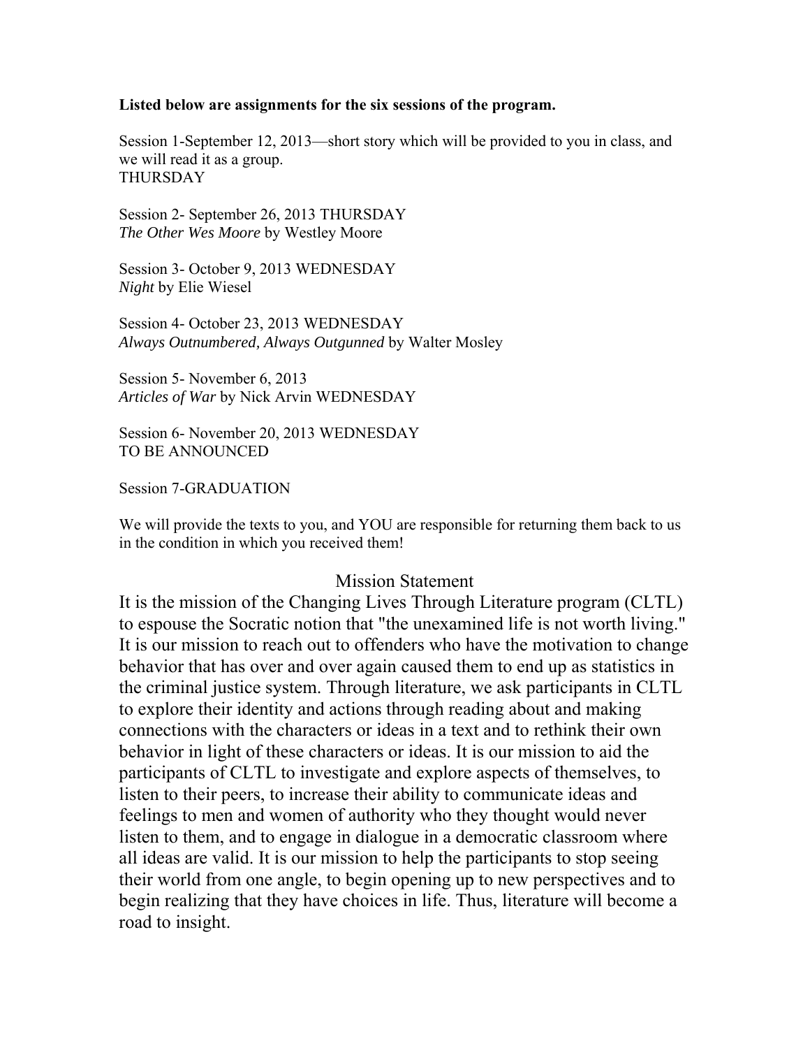**Listed below are assignments for the six sessions of the program.**

Session 1-September 12, 2013—short story which will be provided to you in class, and we will read it as a group.
THURSDAY

Session 2- September 26, 2013 THURSDAY
*The Other Wes Moore* by Westley Moore

Session 3- October 9, 2013 WEDNESDAY
*Night* by Elie Wiesel

Session 4- October 23, 2013 WEDNESDAY
*Always Outnumbered, Always Outgunned* by Walter Mosley

Session 5- November 6, 2013
*Articles of War* by Nick Arvin WEDNESDAY

Session 6- November 20, 2013 WEDNESDAY
TO BE ANNOUNCED

Session 7-GRADUATION

We will provide the texts to you, and YOU are responsible for returning them back to us in the condition in which you received them!

## Mission Statement

It is the mission of the Changing Lives Through Literature program (CLTL) to espouse the Socratic notion that "the unexamined life is not worth living." It is our mission to reach out to offenders who have the motivation to change behavior that has over and over again caused them to end up as statistics in the criminal justice system. Through literature, we ask participants in CLTL to explore their identity and actions through reading about and making connections with the characters or ideas in a text and to rethink their own behavior in light of these characters or ideas. It is our mission to aid the participants of CLTL to investigate and explore aspects of themselves, to listen to their peers, to increase their ability to communicate ideas and feelings to men and women of authority who they thought would never listen to them, and to engage in dialogue in a democratic classroom where all ideas are valid. It is our mission to help the participants to stop seeing their world from one angle, to begin opening up to new perspectives and to begin realizing that they have choices in life. Thus, literature will become a road to insight.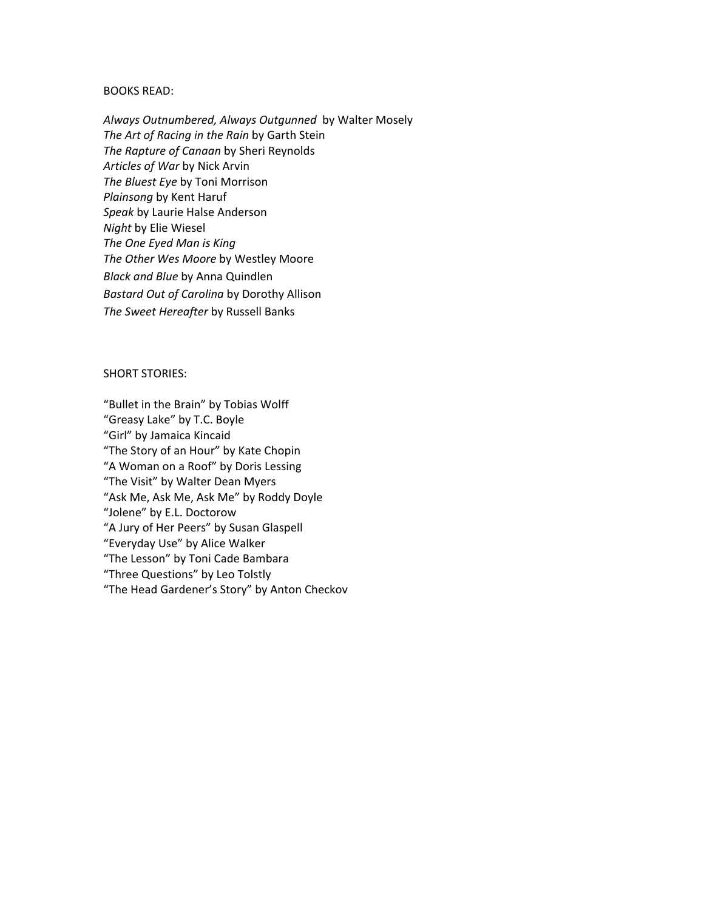BOOKS READ:

*Always Outnumbered, Always Outgunned* by Walter Mosely  
*The Art of Racing in the Rain* by Garth Stein  
*The Rapture of Canaan* by Sheri Reynolds  
*Articles of War* by Nick Arvin  
*The Bluest Eye* by Toni Morrison  
*Plainsong* by Kent Haruf  
*Speak* by Laurie Halse Anderson  
*Night* by Elie Wiesel  
*The One Eyed Man is King*  
*The Other Wes Moore* by Westley Moore  
*Black and Blue* by Anna Quindlen  
*Bastard Out of Carolina* by Dorothy Allison  
*The Sweet Hereafter* by Russell Banks

SHORT STORIES:

"Bullet in the Brain" by Tobias Wolff  
"Greasy Lake" by T.C. Boyle  
"Girl" by Jamaica Kincaid  
"The Story of an Hour" by Kate Chopin  
"A Woman on a Roof" by Doris Lessing  
"The Visit" by Walter Dean Myers  
"Ask Me, Ask Me, Ask Me" by Roddy Doyle  
"Jolene" by E.L. Doctorow  
"A Jury of Her Peers" by Susan Glaspell  
"Everyday Use" by Alice Walker  
"The Lesson" by Toni Cade Bambara  
"Three Questions" by Leo Tolstly  
"The Head Gardener's Story" by Anton Checkov